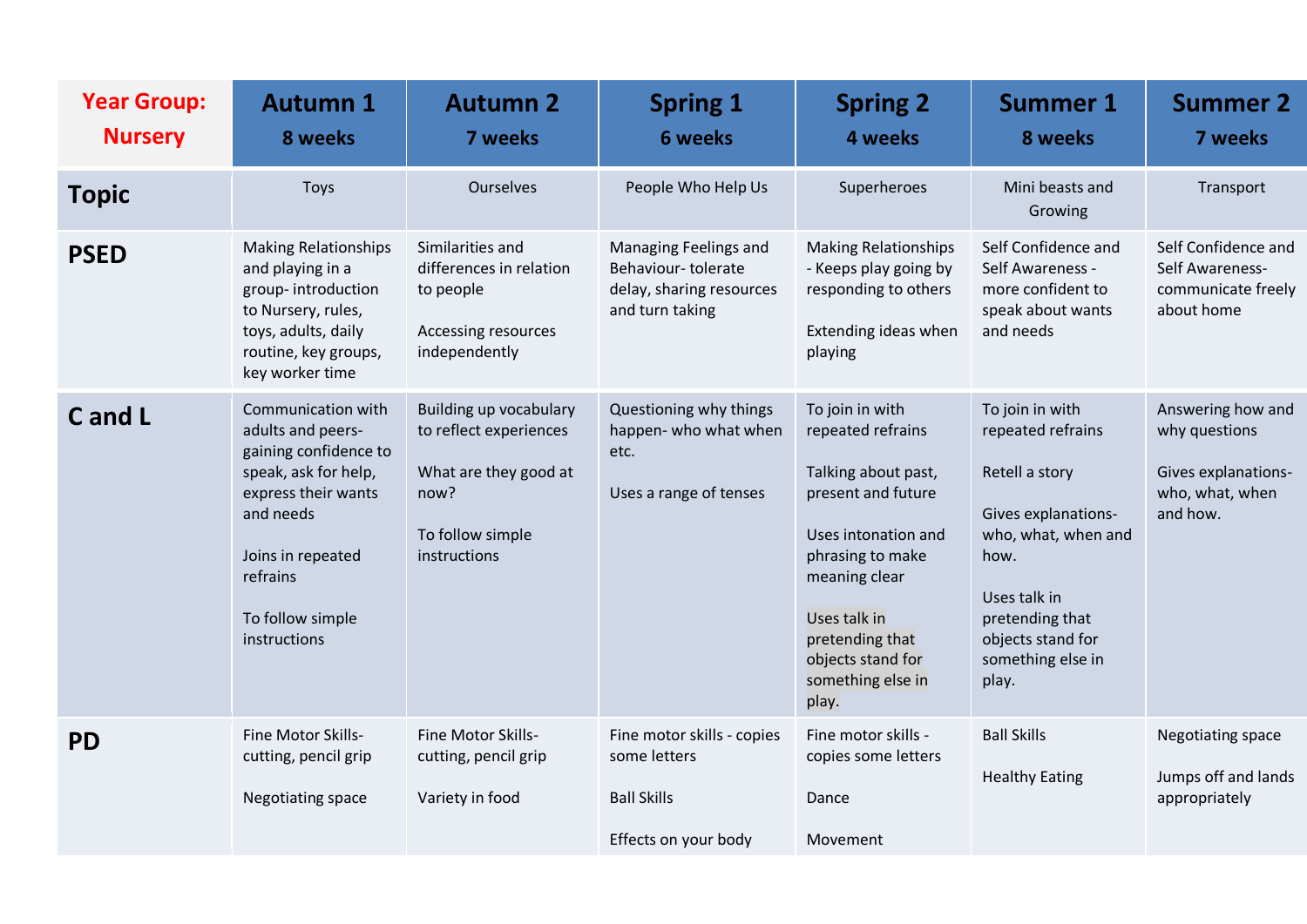| Year Group: Nursery | Autumn 1 8 weeks | Autumn 2 7 weeks | Spring 1 6 weeks | Spring 2 4 weeks | Summer 1 8 weeks | Summer 2 7 weeks |
|---|---|---|---|---|---|---|
| **Topic** | Toys | Ourselves | People Who Help Us | Superheroes | Mini beasts and Growing | Transport |
| **PSED** | Making Relationships and playing in a group- introduction to Nursery, rules, toys, adults, daily routine, key groups, key worker time | Similarities and differences in relation to people<br><br>Accessing resources independently | Managing Feelings and Behaviour- tolerate delay, sharing resources and turn taking | Making Relationships - Keeps play going by responding to others<br><br>Extending ideas when playing | Self Confidence and Self Awareness - more confident to speak about wants and needs | Self Confidence and Self Awareness- communicate freely about home |
| **C and L** | Communication with adults and peers- gaining confidence to speak, ask for help, express their wants and needs<br><br>Joins in repeated refrains<br><br>To follow simple instructions | Building up vocabulary to reflect experiences<br><br>What are they good at now?<br><br>To follow simple instructions | Questioning why things happen- who what when etc.<br><br>Uses a range of tenses | To join in with repeated refrains<br><br>Talking about past, present and future<br><br>Uses intonation and phrasing to make meaning clear<br><br>Uses talk in pretending that objects stand for something else in play. | To join in with repeated refrains<br><br>Retell a story<br><br>Gives explanations- who, what, when and how.<br><br>Uses talk in pretending that objects stand for something else in play. | Answering how and why questions<br><br>Gives explanations- who, what, when and how. |
| **PD** | Fine Motor Skills- cutting, pencil grip<br><br>Negotiating space | Fine Motor Skills- cutting, pencil grip<br><br>Variety in food | Fine motor skills - copies some letters<br><br>Ball Skills<br><br>Effects on your body | Fine motor skills - copies some letters<br><br>Dance<br><br>Movement | Ball Skills<br><br>Healthy Eating | Negotiating space<br><br>Jumps off and lands appropriately |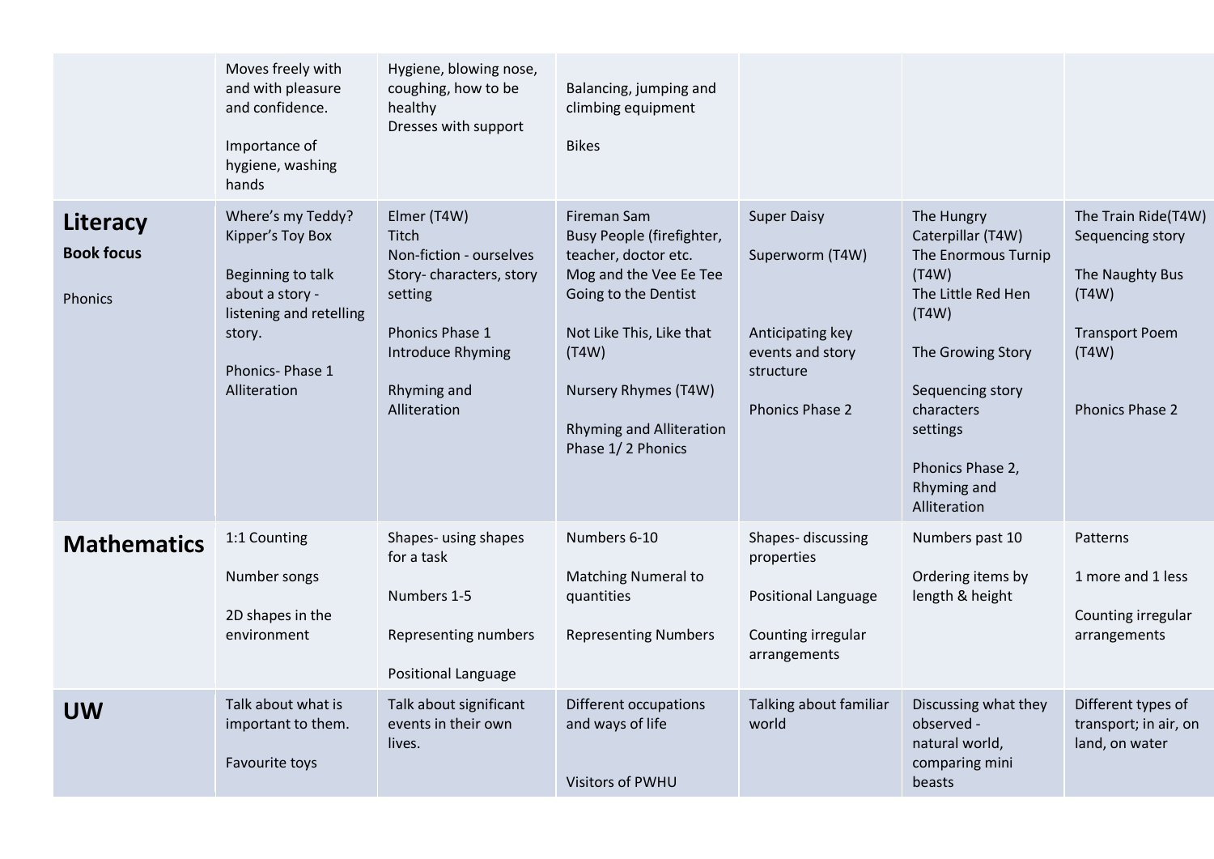|  |  |  |  |  |  |  |
|---|---|---|---|---|---|---|
|  | Moves freely with and with pleasure and confidence.<br><br>Importance of hygiene, washing hands | Hygiene, blowing nose, coughing, how to be healthy<br>Dresses with support | Balancing, jumping and climbing equipment<br><br>Bikes |  |  |  |
| **Literacy**<br>**Book focus**<br><br>Phonics | Where's my Teddy?<br>Kipper's Toy Box<br><br>Beginning to talk about a story - listening and retelling story.<br><br>Phonics- Phase 1 Alliteration | Elmer (T4W)<br>Titch<br>Non-fiction - ourselves<br>Story- characters, story setting<br><br>Phonics Phase 1<br>Introduce Rhyming<br><br>Rhyming and Alliteration | Fireman Sam<br>Busy People (firefighter, teacher, doctor etc.<br>Mog and the Vee Ee Tee<br>Going to the Dentist<br><br>Not Like This, Like that (T4W)<br><br>Nursery Rhymes (T4W)<br><br>Rhyming and Alliteration Phase 1/ 2 Phonics | Super Daisy<br><br>Superworm (T4W)<br><br>Anticipating key events and story structure<br><br>Phonics Phase 2 | The Hungry Caterpillar (T4W)<br>The Enormous Turnip (T4W)<br>The Little Red Hen (T4W)<br><br>The Growing Story<br><br>Sequencing story characters settings<br><br>Phonics Phase 2, Rhyming and Alliteration | The Train Ride(T4W)<br>Sequencing story<br><br>The Naughty Bus (T4W)<br><br>Transport Poem (T4W)<br><br>Phonics Phase 2 |
| **Mathematics** | 1:1 Counting<br><br>Number songs<br><br>2D shapes in the environment | Shapes- using shapes for a task<br><br>Numbers 1-5<br><br>Representing numbers<br><br>Positional Language | Numbers 6-10<br><br>Matching Numeral to quantities<br><br>Representing Numbers | Shapes- discussing properties<br><br>Positional Language<br><br>Counting irregular arrangements | Numbers past 10<br><br>Ordering items by length & height | Patterns<br><br>1 more and 1 less<br><br>Counting irregular arrangements |
| **UW** | Talk about what is important to them.<br><br>Favourite toys | Talk about significant events in their own lives. | Different occupations and ways of life<br><br>Visitors of PWHU | Talking about familiar world | Discussing what they observed - natural world, comparing mini beasts | Different types of transport; in air, on land, on water |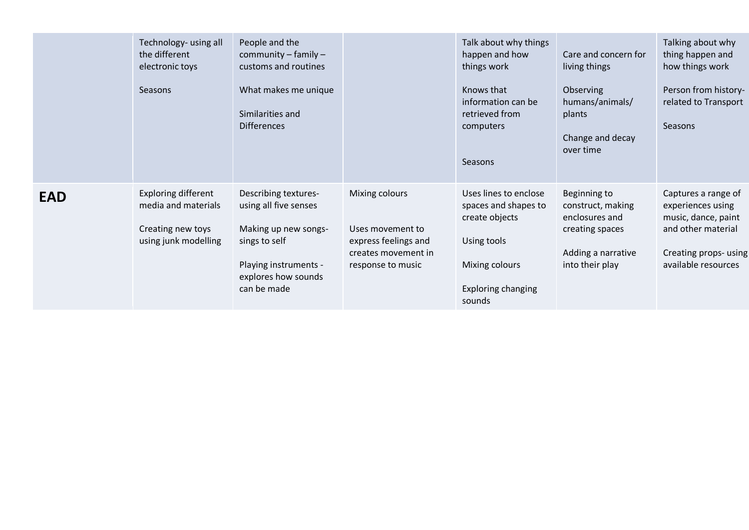| | | | | | | |
|---|---|---|---|---|---|---|
| | Technology- using all the different electronic toys<br><br>Seasons | People and the community – family – customs and routines<br><br>What makes me unique<br><br>Similarities and Differences | | Talk about why things happen and how things work<br><br>Knows that information can be retrieved from computers<br><br>Seasons | Care and concern for living things<br><br>Observing humans/animals/ plants<br><br>Change and decay over time | Talking about why thing happen and how things work<br><br>Person from history- related to Transport<br><br>Seasons |
| **EAD** | Exploring different media and materials<br><br>Creating new toys using junk modelling | Describing textures- using all five senses<br><br>Making up new songs- sings to self<br><br>Playing instruments - explores how sounds can be made | Mixing colours<br><br>Uses movement to express feelings and creates movement in response to music | Uses lines to enclose spaces and shapes to create objects<br><br>Using tools<br><br>Mixing colours<br><br>Exploring changing sounds | Beginning to construct, making enclosures and creating spaces<br><br>Adding a narrative into their play | Captures a range of experiences using music, dance, paint and other material<br><br>Creating props- using available resources |